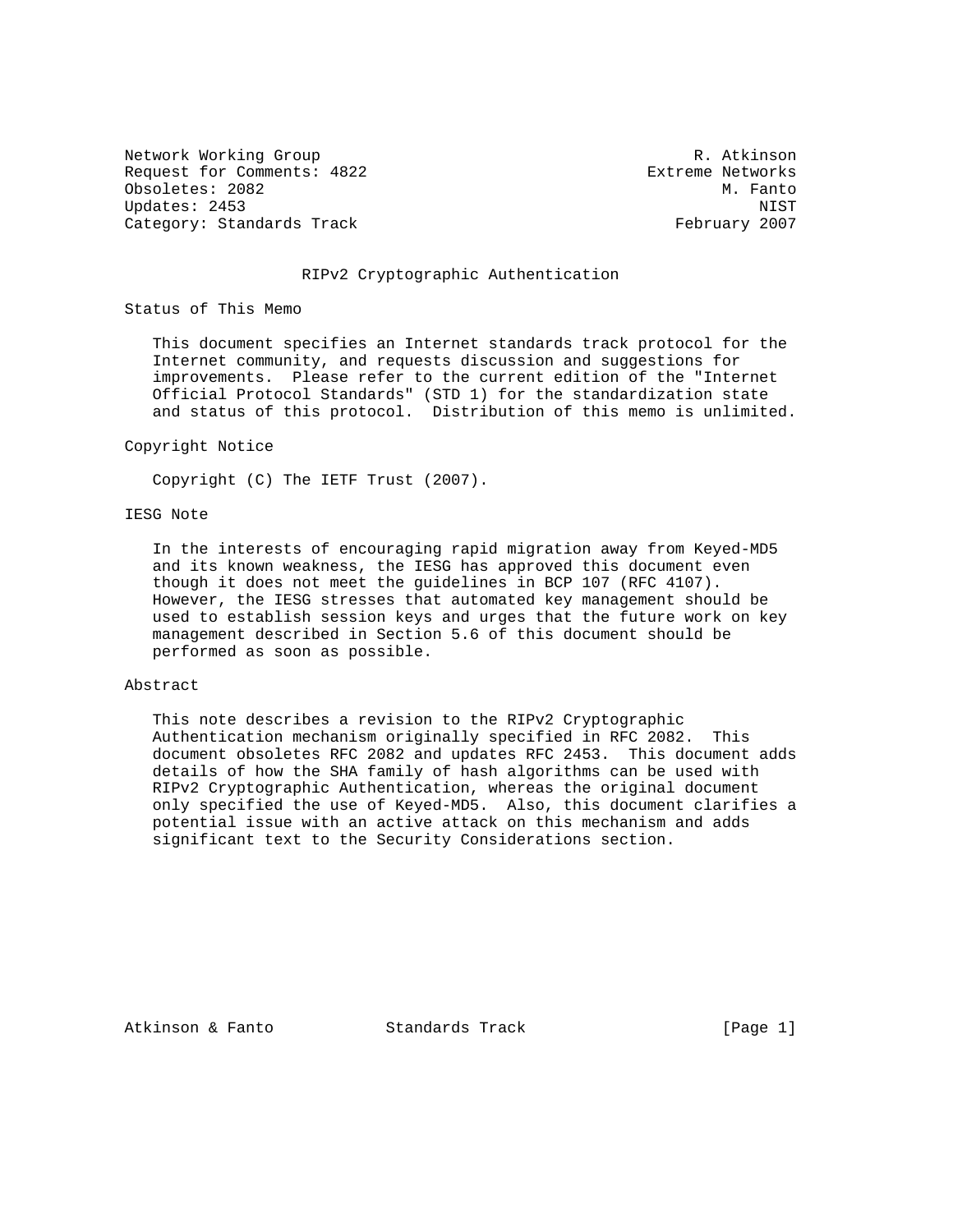Network Working Group R. Atkinson
Request for Comments: 4822 Extreme Networks
Obsoletes: 2082 M. Fanto
Updates: 2453 NIST
Category: Standards Track February 2007

# RIPv2 Cryptographic Authentication

## Status of This Memo

This document specifies an Internet standards track protocol for the Internet community, and requests discussion and suggestions for improvements. Please refer to the current edition of the "Internet Official Protocol Standards" (STD 1) for the standardization state and status of this protocol. Distribution of this memo is unlimited.

## Copyright Notice

Copyright (C) The IETF Trust (2007).

## IESG Note

In the interests of encouraging rapid migration away from Keyed-MD5 and its known weakness, the IESG has approved this document even though it does not meet the guidelines in BCP 107 (RFC 4107). However, the IESG stresses that automated key management should be used to establish session keys and urges that the future work on key management described in Section 5.6 of this document should be performed as soon as possible.

## Abstract

This note describes a revision to the RIPv2 Cryptographic Authentication mechanism originally specified in RFC 2082. This document obsoletes RFC 2082 and updates RFC 2453. This document adds details of how the SHA family of hash algorithms can be used with RIPv2 Cryptographic Authentication, whereas the original document only specified the use of Keyed-MD5. Also, this document clarifies a potential issue with an active attack on this mechanism and adds significant text to the Security Considerations section.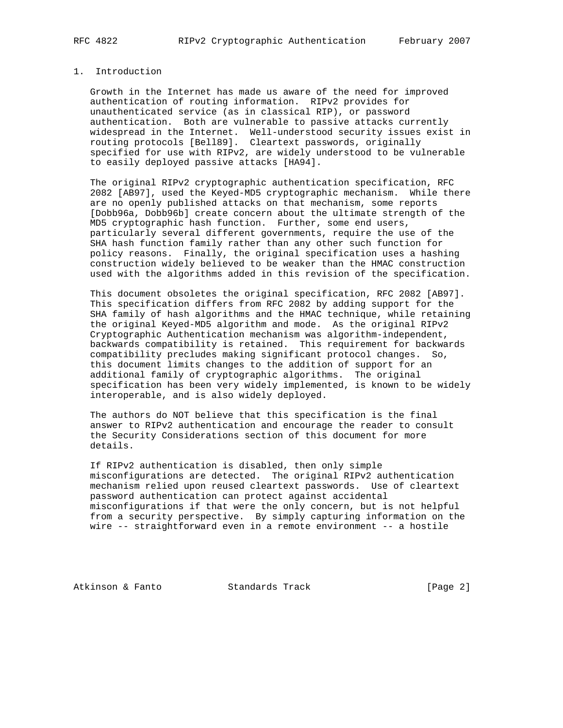## 1. Introduction

Growth in the Internet has made us aware of the need for improved authentication of routing information. RIPv2 provides for unauthenticated service (as in classical RIP), or password authentication. Both are vulnerable to passive attacks currently widespread in the Internet. Well-understood security issues exist in routing protocols [Bell89]. Cleartext passwords, originally specified for use with RIPv2, are widely understood to be vulnerable to easily deployed passive attacks [HA94].

The original RIPv2 cryptographic authentication specification, RFC 2082 [AB97], used the Keyed-MD5 cryptographic mechanism. While there are no openly published attacks on that mechanism, some reports [Dobb96a, Dobb96b] create concern about the ultimate strength of the MD5 cryptographic hash function. Further, some end users, particularly several different governments, require the use of the SHA hash function family rather than any other such function for policy reasons. Finally, the original specification uses a hashing construction widely believed to be weaker than the HMAC construction used with the algorithms added in this revision of the specification.

This document obsoletes the original specification, RFC 2082 [AB97]. This specification differs from RFC 2082 by adding support for the SHA family of hash algorithms and the HMAC technique, while retaining the original Keyed-MD5 algorithm and mode. As the original RIPv2 Cryptographic Authentication mechanism was algorithm-independent, backwards compatibility is retained. This requirement for backwards compatibility precludes making significant protocol changes. So, this document limits changes to the addition of support for an additional family of cryptographic algorithms. The original specification has been very widely implemented, is known to be widely interoperable, and is also widely deployed.

The authors do NOT believe that this specification is the final answer to RIPv2 authentication and encourage the reader to consult the Security Considerations section of this document for more details.

If RIPv2 authentication is disabled, then only simple misconfigurations are detected. The original RIPv2 authentication mechanism relied upon reused cleartext passwords. Use of cleartext password authentication can protect against accidental misconfigurations if that were the only concern, but is not helpful from a security perspective. By simply capturing information on the wire -- straightforward even in a remote environment -- a hostile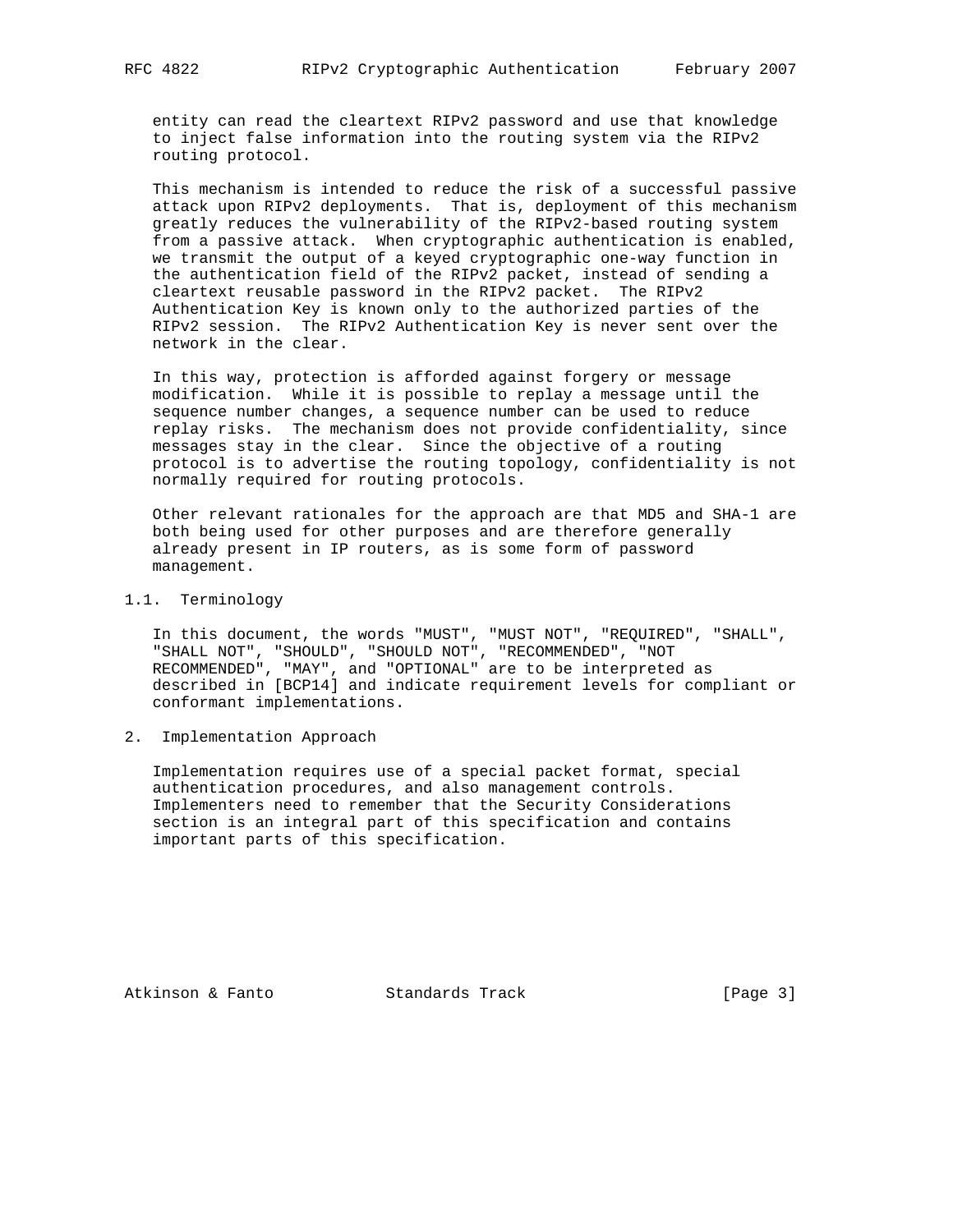entity can read the cleartext RIPv2 password and use that knowledge to inject false information into the routing system via the RIPv2 routing protocol.

This mechanism is intended to reduce the risk of a successful passive attack upon RIPv2 deployments. That is, deployment of this mechanism greatly reduces the vulnerability of the RIPv2-based routing system from a passive attack. When cryptographic authentication is enabled, we transmit the output of a keyed cryptographic one-way function in the authentication field of the RIPv2 packet, instead of sending a cleartext reusable password in the RIPv2 packet. The RIPv2 Authentication Key is known only to the authorized parties of the RIPv2 session. The RIPv2 Authentication Key is never sent over the network in the clear.

In this way, protection is afforded against forgery or message modification. While it is possible to replay a message until the sequence number changes, a sequence number can be used to reduce replay risks. The mechanism does not provide confidentiality, since messages stay in the clear. Since the objective of a routing protocol is to advertise the routing topology, confidentiality is not normally required for routing protocols.

Other relevant rationales for the approach are that MD5 and SHA-1 are both being used for other purposes and are therefore generally already present in IP routers, as is some form of password management.

### 1.1. Terminology

In this document, the words "MUST", "MUST NOT", "REQUIRED", "SHALL", "SHALL NOT", "SHOULD", "SHOULD NOT", "RECOMMENDED", "NOT RECOMMENDED", "MAY", and "OPTIONAL" are to be interpreted as described in [BCP14] and indicate requirement levels for compliant or conformant implementations.

## 2. Implementation Approach

Implementation requires use of a special packet format, special authentication procedures, and also management controls. Implementers need to remember that the Security Considerations section is an integral part of this specification and contains important parts of this specification.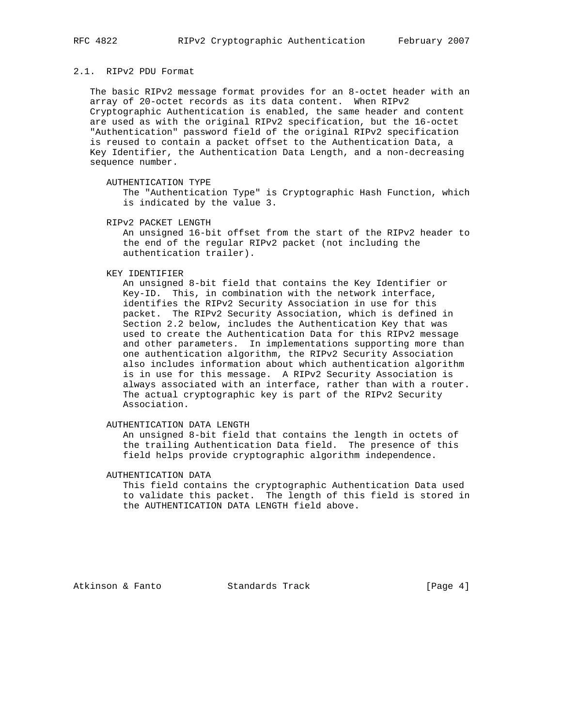### 2.1. RIPv2 PDU Format

The basic RIPv2 message format provides for an 8-octet header with an array of 20-octet records as its data content. When RIPv2 Cryptographic Authentication is enabled, the same header and content are used as with the original RIPv2 specification, but the 16-octet "Authentication" password field of the original RIPv2 specification is reused to contain a packet offset to the Authentication Data, a Key Identifier, the Authentication Data Length, and a non-decreasing sequence number.

AUTHENTICATION TYPE

The "Authentication Type" is Cryptographic Hash Function, which is indicated by the value 3.

RIPv2 PACKET LENGTH

An unsigned 16-bit offset from the start of the RIPv2 header to the end of the regular RIPv2 packet (not including the authentication trailer).

KEY IDENTIFIER

An unsigned 8-bit field that contains the Key Identifier or Key-ID. This, in combination with the network interface, identifies the RIPv2 Security Association in use for this packet. The RIPv2 Security Association, which is defined in Section 2.2 below, includes the Authentication Key that was used to create the Authentication Data for this RIPv2 message and other parameters. In implementations supporting more than one authentication algorithm, the RIPv2 Security Association also includes information about which authentication algorithm is in use for this message. A RIPv2 Security Association is always associated with an interface, rather than with a router. The actual cryptographic key is part of the RIPv2 Security Association.

AUTHENTICATION DATA LENGTH

An unsigned 8-bit field that contains the length in octets of the trailing Authentication Data field. The presence of this field helps provide cryptographic algorithm independence.

AUTHENTICATION DATA

This field contains the cryptographic Authentication Data used to validate this packet. The length of this field is stored in the AUTHENTICATION DATA LENGTH field above.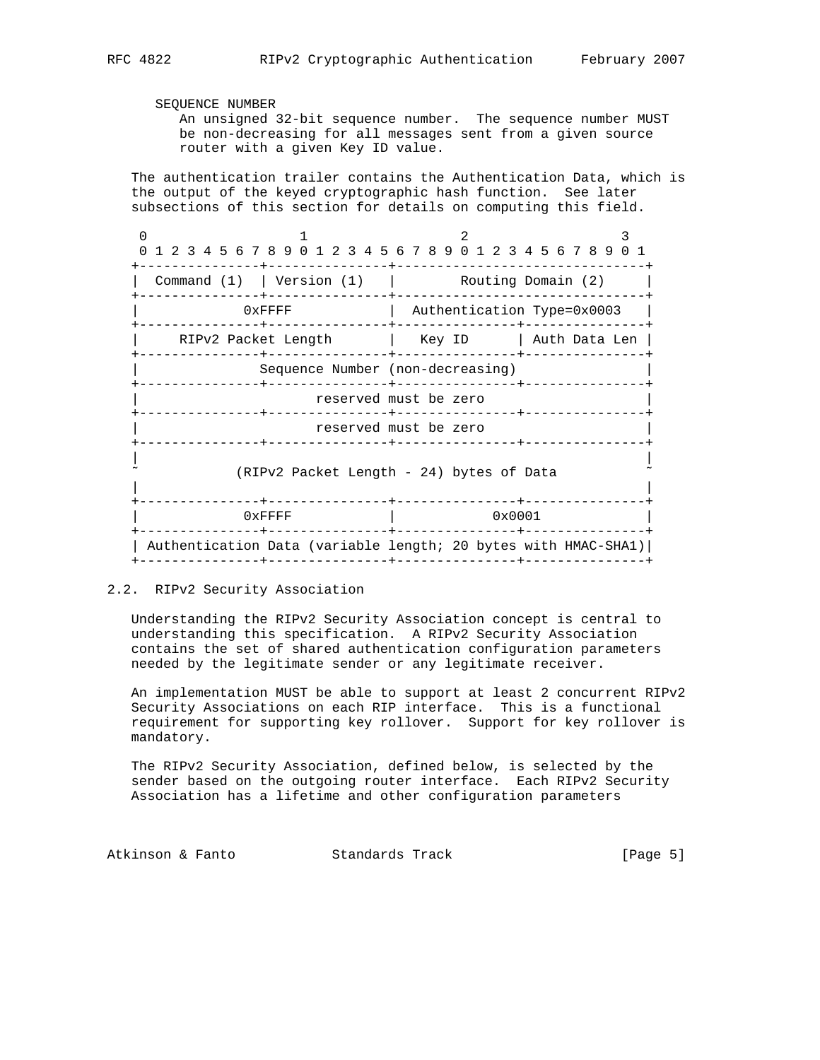SEQUENCE NUMBER
   An unsigned 32-bit sequence number.  The sequence number MUST be non-decreasing for all messages sent from a given source router with a given Key ID value.

The authentication trailer contains the Authentication Data, which is the output of the keyed cryptographic hash function.  See later subsections of this section for details on computing this field.

```
 0                   1                   2                   3
 0 1 2 3 4 5 6 7 8 9 0 1 2 3 4 5 6 7 8 9 0 1 2 3 4 5 6 7 8 9 0 1
+---------------+---------------+-------------------------------+
| Command (1)   | Version (1)   |       Routing Domain (2)      |
+---------------+---------------+-------------------------------+
|             0xFFFF            |  Authentication Type=0x0003   |
+---------------+---------------+---------------+---------------+
|     RIPv2 Packet Length       |   Key ID      | Auth Data Len |
+---------------+---------------+---------------+---------------+
|               Sequence Number (non-decreasing)                |
+---------------+---------------+---------------+---------------+
|                      reserved must be zero                    |
+---------------+---------------+---------------+---------------+
|                      reserved must be zero                    |
+---------------+---------------+---------------+---------------+
|                                                               |
~           (RIPv2 Packet Length - 24) bytes of Data            ~
|                                                               |
+---------------+---------------+---------------+---------------+
|             0xFFFF            |           0x0001              |
+---------------+---------------+---------------+---------------+
| Authentication Data (variable length; 20 bytes with HMAC-SHA1)|
+---------------+---------------+---------------+---------------+
```

### 2.2. RIPv2 Security Association

Understanding the RIPv2 Security Association concept is central to understanding this specification.  A RIPv2 Security Association contains the set of shared authentication configuration parameters needed by the legitimate sender or any legitimate receiver.

An implementation MUST be able to support at least 2 concurrent RIPv2 Security Associations on each RIP interface.  This is a functional requirement for supporting key rollover.  Support for key rollover is mandatory.

The RIPv2 Security Association, defined below, is selected by the sender based on the outgoing router interface.  Each RIPv2 Security Association has a lifetime and other configuration parameters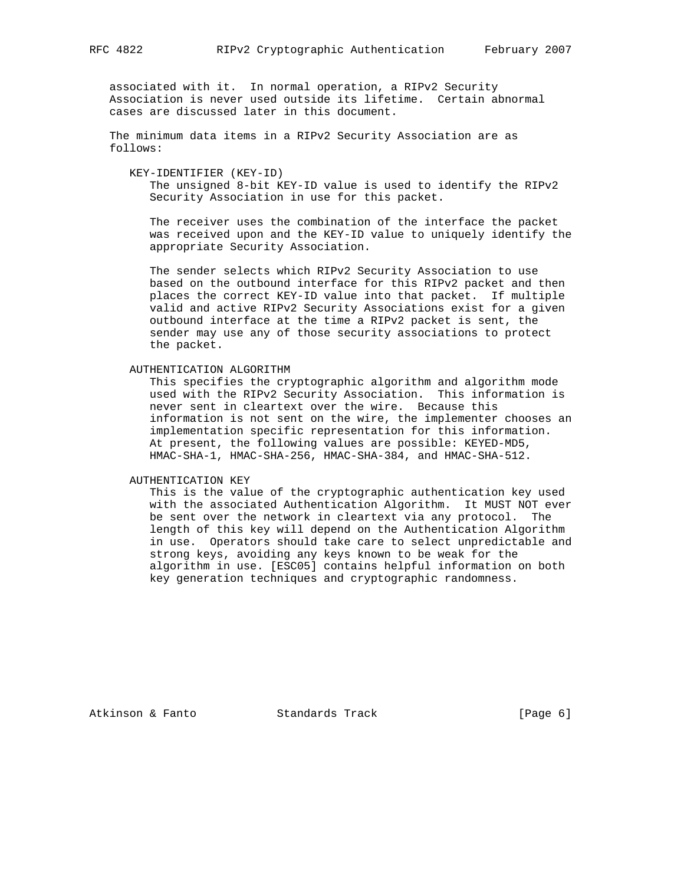associated with it. In normal operation, a RIPv2 Security Association is never used outside its lifetime. Certain abnormal cases are discussed later in this document.

The minimum data items in a RIPv2 Security Association are as follows:

KEY-IDENTIFIER (KEY-ID)

The unsigned 8-bit KEY-ID value is used to identify the RIPv2 Security Association in use for this packet.

The receiver uses the combination of the interface the packet was received upon and the KEY-ID value to uniquely identify the appropriate Security Association.

The sender selects which RIPv2 Security Association to use based on the outbound interface for this RIPv2 packet and then places the correct KEY-ID value into that packet. If multiple valid and active RIPv2 Security Associations exist for a given outbound interface at the time a RIPv2 packet is sent, the sender may use any of those security associations to protect the packet.

AUTHENTICATION ALGORITHM

This specifies the cryptographic algorithm and algorithm mode used with the RIPv2 Security Association. This information is never sent in cleartext over the wire. Because this information is not sent on the wire, the implementer chooses an implementation specific representation for this information. At present, the following values are possible: KEYED-MD5, HMAC-SHA-1, HMAC-SHA-256, HMAC-SHA-384, and HMAC-SHA-512.

AUTHENTICATION KEY

This is the value of the cryptographic authentication key used with the associated Authentication Algorithm. It MUST NOT ever be sent over the network in cleartext via any protocol. The length of this key will depend on the Authentication Algorithm in use. Operators should take care to select unpredictable and strong keys, avoiding any keys known to be weak for the algorithm in use. [ESC05] contains helpful information on both key generation techniques and cryptographic randomness.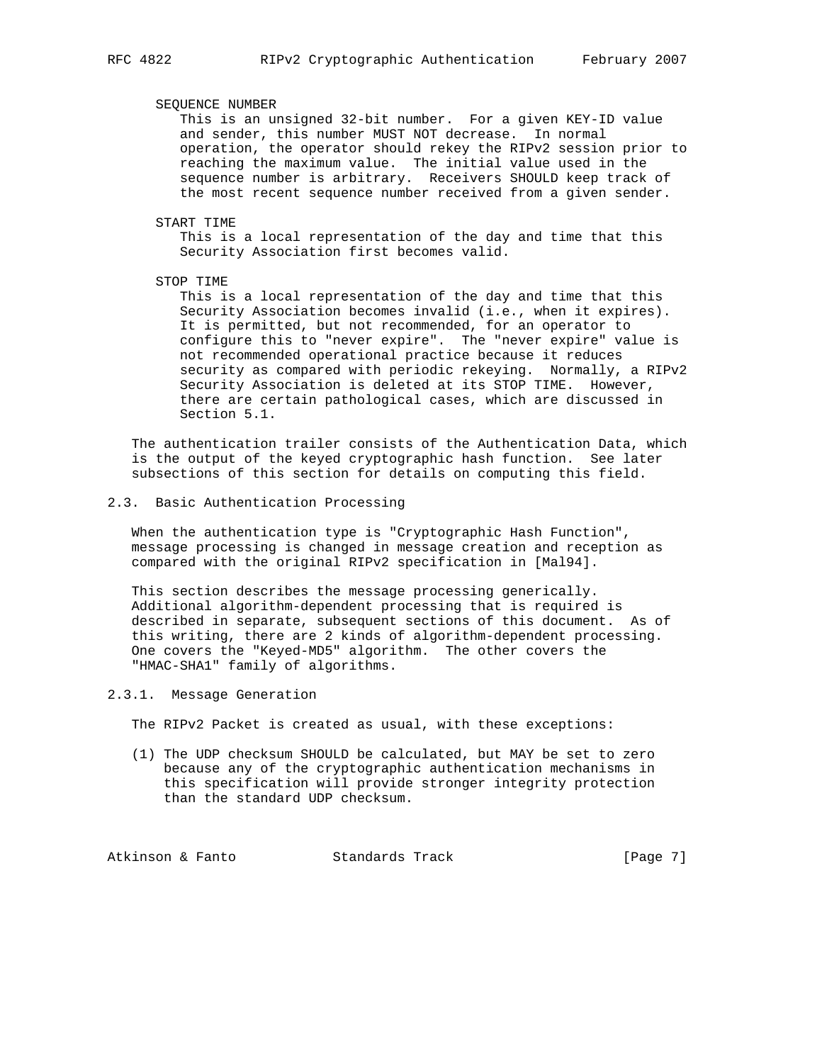SEQUENCE NUMBER

This is an unsigned 32-bit number. For a given KEY-ID value and sender, this number MUST NOT decrease. In normal operation, the operator should rekey the RIPv2 session prior to reaching the maximum value. The initial value used in the sequence number is arbitrary. Receivers SHOULD keep track of the most recent sequence number received from a given sender.

START TIME

This is a local representation of the day and time that this Security Association first becomes valid.

STOP TIME

This is a local representation of the day and time that this Security Association becomes invalid (i.e., when it expires). It is permitted, but not recommended, for an operator to configure this to "never expire". The "never expire" value is not recommended operational practice because it reduces security as compared with periodic rekeying. Normally, a RIPv2 Security Association is deleted at its STOP TIME. However, there are certain pathological cases, which are discussed in Section 5.1.

The authentication trailer consists of the Authentication Data, which is the output of the keyed cryptographic hash function. See later subsections of this section for details on computing this field.

### 2.3. Basic Authentication Processing

When the authentication type is "Cryptographic Hash Function", message processing is changed in message creation and reception as compared with the original RIPv2 specification in [Mal94].

This section describes the message processing generically. Additional algorithm-dependent processing that is required is described in separate, subsequent sections of this document. As of this writing, there are 2 kinds of algorithm-dependent processing. One covers the "Keyed-MD5" algorithm. The other covers the "HMAC-SHA1" family of algorithms.

#### 2.3.1. Message Generation

The RIPv2 Packet is created as usual, with these exceptions:

(1) The UDP checksum SHOULD be calculated, but MAY be set to zero because any of the cryptographic authentication mechanisms in this specification will provide stronger integrity protection than the standard UDP checksum.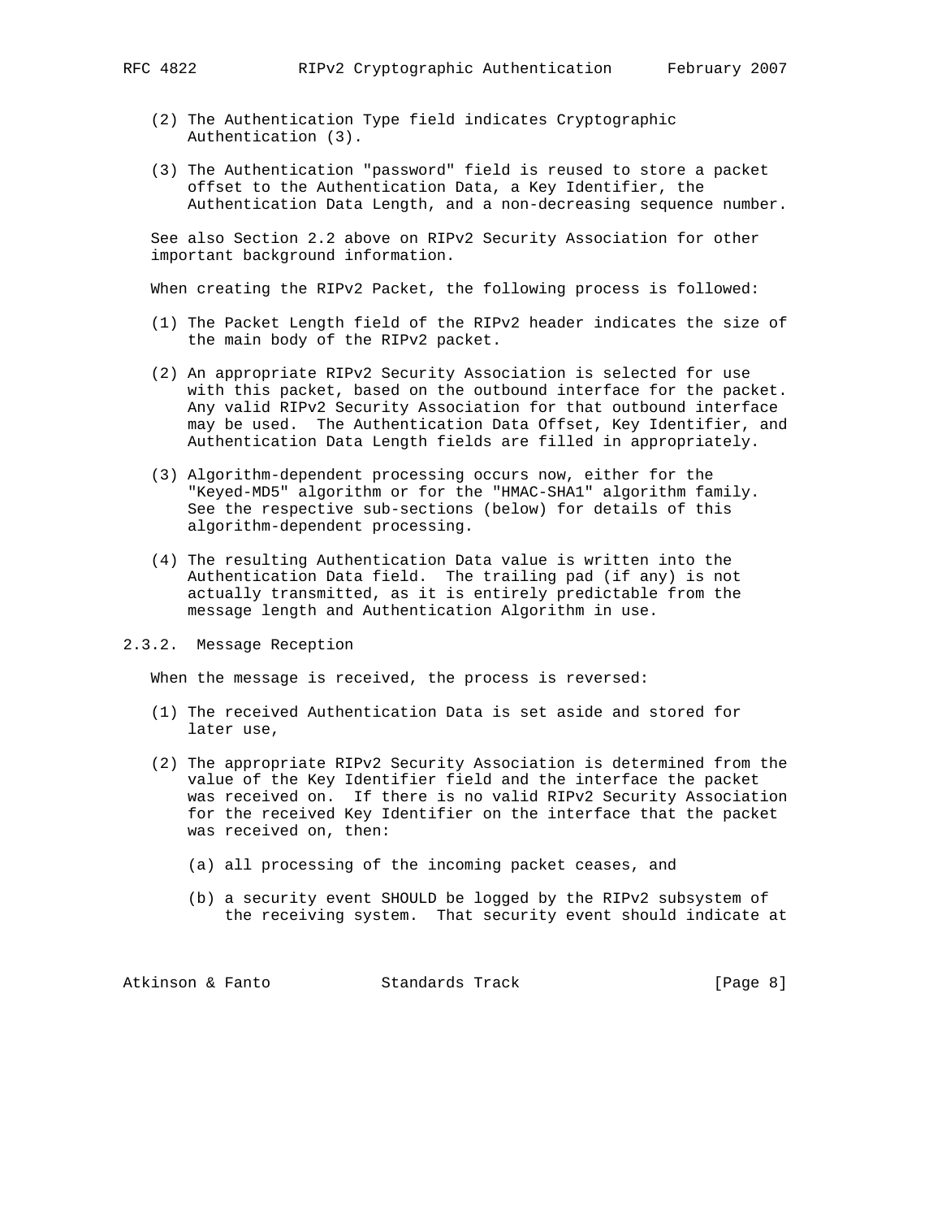(2) The Authentication Type field indicates Cryptographic Authentication (3).

(3) The Authentication "password" field is reused to store a packet offset to the Authentication Data, a Key Identifier, the Authentication Data Length, and a non-decreasing sequence number.

See also Section 2.2 above on RIPv2 Security Association for other important background information.

When creating the RIPv2 Packet, the following process is followed:

(1) The Packet Length field of the RIPv2 header indicates the size of the main body of the RIPv2 packet.

(2) An appropriate RIPv2 Security Association is selected for use with this packet, based on the outbound interface for the packet. Any valid RIPv2 Security Association for that outbound interface may be used. The Authentication Data Offset, Key Identifier, and Authentication Data Length fields are filled in appropriately.

(3) Algorithm-dependent processing occurs now, either for the "Keyed-MD5" algorithm or for the "HMAC-SHA1" algorithm family. See the respective sub-sections (below) for details of this algorithm-dependent processing.

(4) The resulting Authentication Data value is written into the Authentication Data field. The trailing pad (if any) is not actually transmitted, as it is entirely predictable from the message length and Authentication Algorithm in use.

### 2.3.2. Message Reception

When the message is received, the process is reversed:

(1) The received Authentication Data is set aside and stored for later use,

(2) The appropriate RIPv2 Security Association is determined from the value of the Key Identifier field and the interface the packet was received on. If there is no valid RIPv2 Security Association for the received Key Identifier on the interface that the packet was received on, then:

   (a) all processing of the incoming packet ceases, and

   (b) a security event SHOULD be logged by the RIPv2 subsystem of the receiving system. That security event should indicate at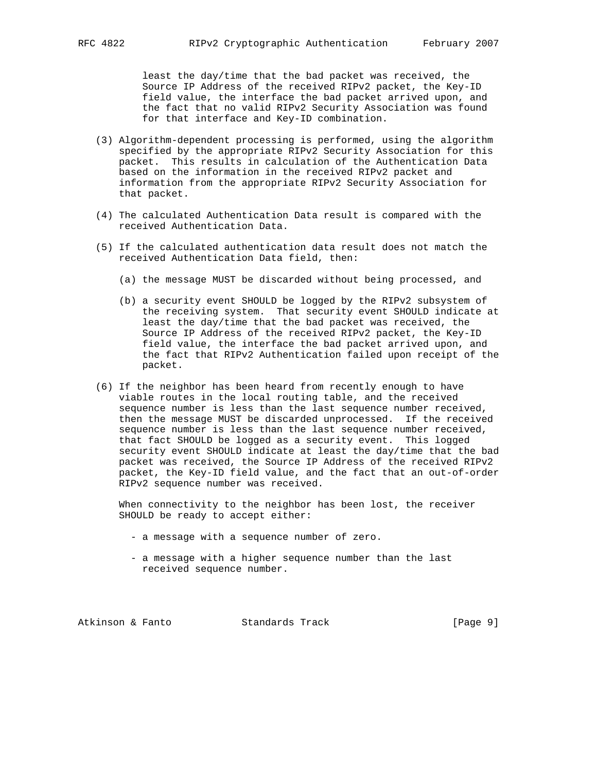least the day/time that the bad packet was received, the Source IP Address of the received RIPv2 packet, the Key-ID field value, the interface the bad packet arrived upon, and the fact that no valid RIPv2 Security Association was found for that interface and Key-ID combination.

(3) Algorithm-dependent processing is performed, using the algorithm specified by the appropriate RIPv2 Security Association for this packet. This results in calculation of the Authentication Data based on the information in the received RIPv2 packet and information from the appropriate RIPv2 Security Association for that packet.

(4) The calculated Authentication Data result is compared with the received Authentication Data.

(5) If the calculated authentication data result does not match the received Authentication Data field, then:

   (a) the message MUST be discarded without being processed, and

   (b) a security event SHOULD be logged by the RIPv2 subsystem of the receiving system. That security event SHOULD indicate at least the day/time that the bad packet was received, the Source IP Address of the received RIPv2 packet, the Key-ID field value, the interface the bad packet arrived upon, and the fact that RIPv2 Authentication failed upon receipt of the packet.

(6) If the neighbor has been heard from recently enough to have viable routes in the local routing table, and the received sequence number is less than the last sequence number received, then the message MUST be discarded unprocessed. If the received sequence number is less than the last sequence number received, that fact SHOULD be logged as a security event. This logged security event SHOULD indicate at least the day/time that the bad packet was received, the Source IP Address of the received RIPv2 packet, the Key-ID field value, and the fact that an out-of-order RIPv2 sequence number was received.

   When connectivity to the neighbor has been lost, the receiver SHOULD be ready to accept either:

   - a message with a sequence number of zero.

   - a message with a higher sequence number than the last received sequence number.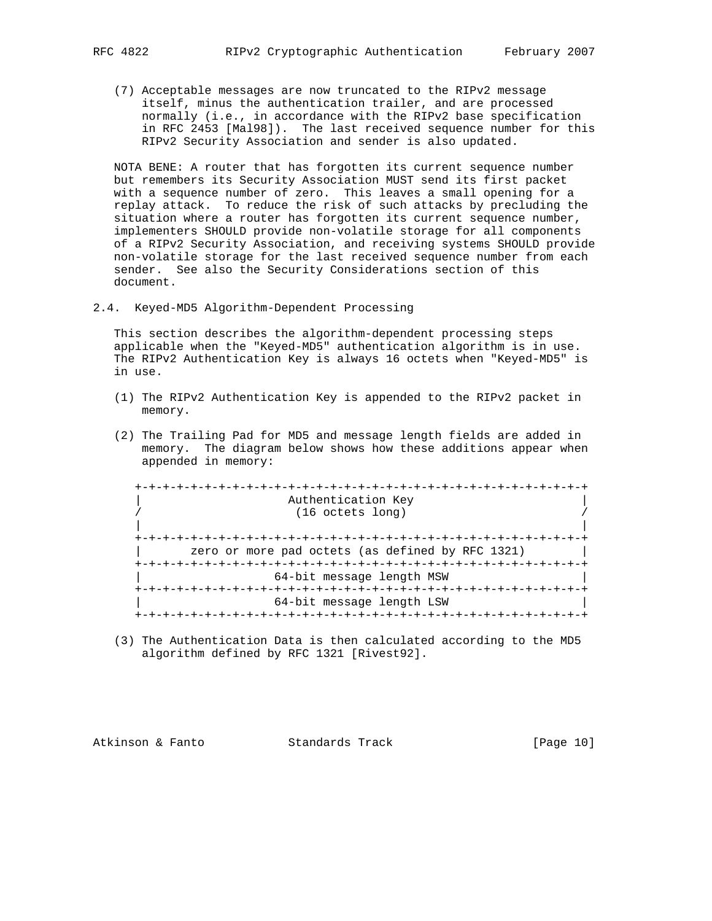(7) Acceptable messages are now truncated to the RIPv2 message itself, minus the authentication trailer, and are processed normally (i.e., in accordance with the RIPv2 base specification in RFC 2453 [Mal98]). The last received sequence number for this RIPv2 Security Association and sender is also updated.

NOTA BENE: A router that has forgotten its current sequence number but remembers its Security Association MUST send its first packet with a sequence number of zero. This leaves a small opening for a replay attack. To reduce the risk of such attacks by precluding the situation where a router has forgotten its current sequence number, implementers SHOULD provide non-volatile storage for all components of a RIPv2 Security Association, and receiving systems SHOULD provide non-volatile storage for the last received sequence number from each sender. See also the Security Considerations section of this document.

## 2.4. Keyed-MD5 Algorithm-Dependent Processing

This section describes the algorithm-dependent processing steps applicable when the "Keyed-MD5" authentication algorithm is in use. The RIPv2 Authentication Key is always 16 octets when "Keyed-MD5" is in use.

(1) The RIPv2 Authentication Key is appended to the RIPv2 packet in memory.

(2) The Trailing Pad for MD5 and message length fields are added in memory. The diagram below shows how these additions appear when appended in memory:

```
+-+-+-+-+-+-+-+-+-+-+-+-+-+-+-+-+-+-+-+-+-+-+-+-+-+-+-+-+-+-+-+-+
|                     Authentication Key                        |
/                      (16 octets long)                         /
|                                                               |
+-+-+-+-+-+-+-+-+-+-+-+-+-+-+-+-+-+-+-+-+-+-+-+-+-+-+-+-+-+-+-+-+
|       zero or more pad octets (as defined by RFC 1321)        |
+-+-+-+-+-+-+-+-+-+-+-+-+-+-+-+-+-+-+-+-+-+-+-+-+-+-+-+-+-+-+-+-+
|                   64-bit message length MSW                   |
+-+-+-+-+-+-+-+-+-+-+-+-+-+-+-+-+-+-+-+-+-+-+-+-+-+-+-+-+-+-+-+-+
|                   64-bit message length LSW                   |
+-+-+-+-+-+-+-+-+-+-+-+-+-+-+-+-+-+-+-+-+-+-+-+-+-+-+-+-+-+-+-+-+
```

(3) The Authentication Data is then calculated according to the MD5 algorithm defined by RFC 1321 [Rivest92].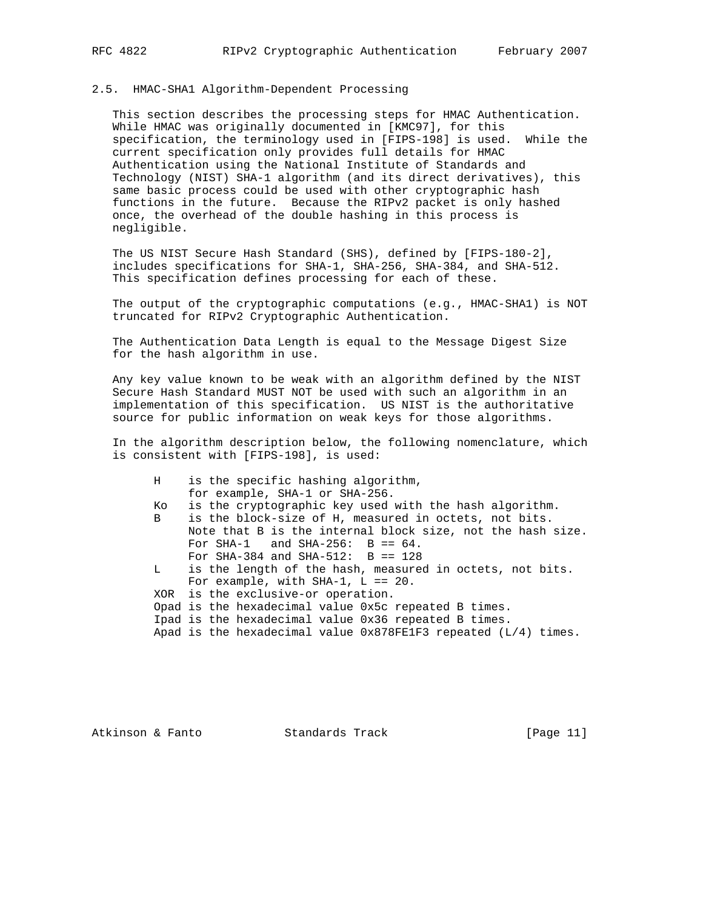## 2.5. HMAC-SHA1 Algorithm-Dependent Processing

This section describes the processing steps for HMAC Authentication. While HMAC was originally documented in [KMC97], for this specification, the terminology used in [FIPS-198] is used. While the current specification only provides full details for HMAC Authentication using the National Institute of Standards and Technology (NIST) SHA-1 algorithm (and its direct derivatives), this same basic process could be used with other cryptographic hash functions in the future. Because the RIPv2 packet is only hashed once, the overhead of the double hashing in this process is negligible.

The US NIST Secure Hash Standard (SHS), defined by [FIPS-180-2], includes specifications for SHA-1, SHA-256, SHA-384, and SHA-512. This specification defines processing for each of these.

The output of the cryptographic computations (e.g., HMAC-SHA1) is NOT truncated for RIPv2 Cryptographic Authentication.

The Authentication Data Length is equal to the Message Digest Size for the hash algorithm in use.

Any key value known to be weak with an algorithm defined by the NIST Secure Hash Standard MUST NOT be used with such an algorithm in an implementation of this specification. US NIST is the authoritative source for public information on weak keys for those algorithms.

In the algorithm description below, the following nomenclature, which is consistent with [FIPS-198], is used:

```
H    is the specific hashing algorithm,
     for example, SHA-1 or SHA-256.
Ko   is the cryptographic key used with the hash algorithm.
B    is the block-size of H, measured in octets, not bits.
     Note that B is the internal block size, not the hash size.
     For SHA-1   and SHA-256:  B == 64.
     For SHA-384 and SHA-512:  B == 128
L    is the length of the hash, measured in octets, not bits.
     For example, with SHA-1, L == 20.
XOR  is the exclusive-or operation.
Opad is the hexadecimal value 0x5c repeated B times.
Ipad is the hexadecimal value 0x36 repeated B times.
Apad is the hexadecimal value 0x878FE1F3 repeated (L/4) times.
```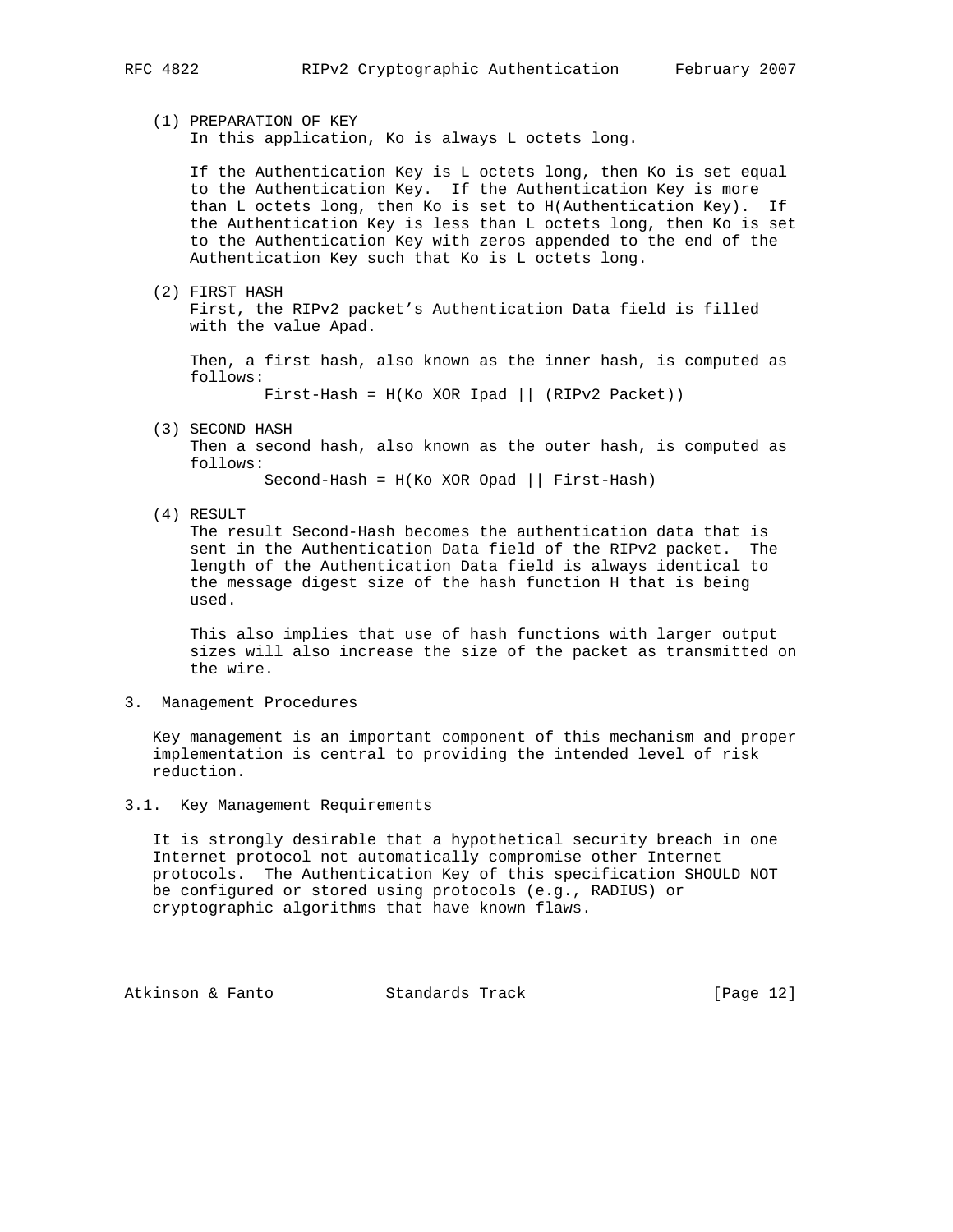(1) PREPARATION OF KEY
In this application, Ko is always L octets long.

If the Authentication Key is L octets long, then Ko is set equal to the Authentication Key. If the Authentication Key is more than L octets long, then Ko is set to H(Authentication Key). If the Authentication Key is less than L octets long, then Ko is set to the Authentication Key with zeros appended to the end of the Authentication Key such that Ko is L octets long.

(2) FIRST HASH
First, the RIPv2 packet's Authentication Data field is filled with the value Apad.

Then, a first hash, also known as the inner hash, is computed as follows:

```
First-Hash = H(Ko XOR Ipad || (RIPv2 Packet))
```

(3) SECOND HASH
Then a second hash, also known as the outer hash, is computed as follows:

```
Second-Hash = H(Ko XOR Opad || First-Hash)
```

(4) RESULT
The result Second-Hash becomes the authentication data that is sent in the Authentication Data field of the RIPv2 packet. The length of the Authentication Data field is always identical to the message digest size of the hash function H that is being used.

This also implies that use of hash functions with larger output sizes will also increase the size of the packet as transmitted on the wire.

## 3. Management Procedures

Key management is an important component of this mechanism and proper implementation is central to providing the intended level of risk reduction.

### 3.1. Key Management Requirements

It is strongly desirable that a hypothetical security breach in one Internet protocol not automatically compromise other Internet protocols. The Authentication Key of this specification SHOULD NOT be configured or stored using protocols (e.g., RADIUS) or cryptographic algorithms that have known flaws.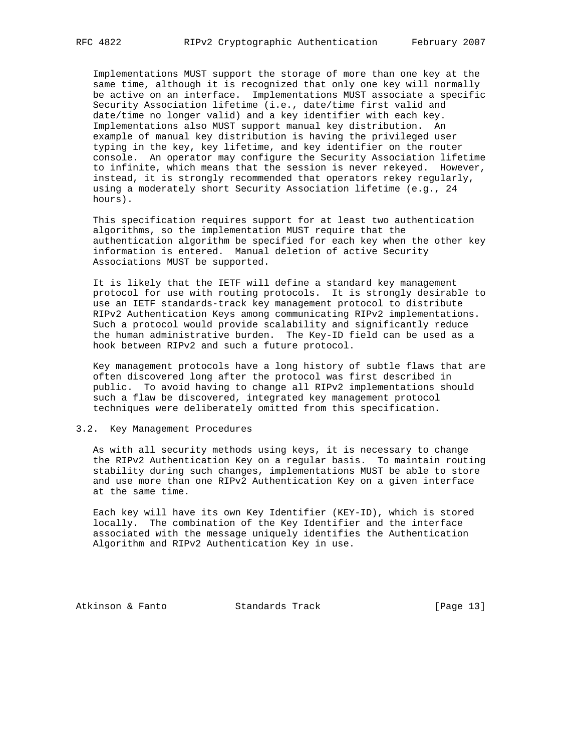Implementations MUST support the storage of more than one key at the same time, although it is recognized that only one key will normally be active on an interface. Implementations MUST associate a specific Security Association lifetime (i.e., date/time first valid and date/time no longer valid) and a key identifier with each key. Implementations also MUST support manual key distribution. An example of manual key distribution is having the privileged user typing in the key, key lifetime, and key identifier on the router console. An operator may configure the Security Association lifetime to infinite, which means that the session is never rekeyed. However, instead, it is strongly recommended that operators rekey regularly, using a moderately short Security Association lifetime (e.g., 24 hours).

This specification requires support for at least two authentication algorithms, so the implementation MUST require that the authentication algorithm be specified for each key when the other key information is entered. Manual deletion of active Security Associations MUST be supported.

It is likely that the IETF will define a standard key management protocol for use with routing protocols. It is strongly desirable to use an IETF standards-track key management protocol to distribute RIPv2 Authentication Keys among communicating RIPv2 implementations. Such a protocol would provide scalability and significantly reduce the human administrative burden. The Key-ID field can be used as a hook between RIPv2 and such a future protocol.

Key management protocols have a long history of subtle flaws that are often discovered long after the protocol was first described in public. To avoid having to change all RIPv2 implementations should such a flaw be discovered, integrated key management protocol techniques were deliberately omitted from this specification.

## 3.2. Key Management Procedures

As with all security methods using keys, it is necessary to change the RIPv2 Authentication Key on a regular basis. To maintain routing stability during such changes, implementations MUST be able to store and use more than one RIPv2 Authentication Key on a given interface at the same time.

Each key will have its own Key Identifier (KEY-ID), which is stored locally. The combination of the Key Identifier and the interface associated with the message uniquely identifies the Authentication Algorithm and RIPv2 Authentication Key in use.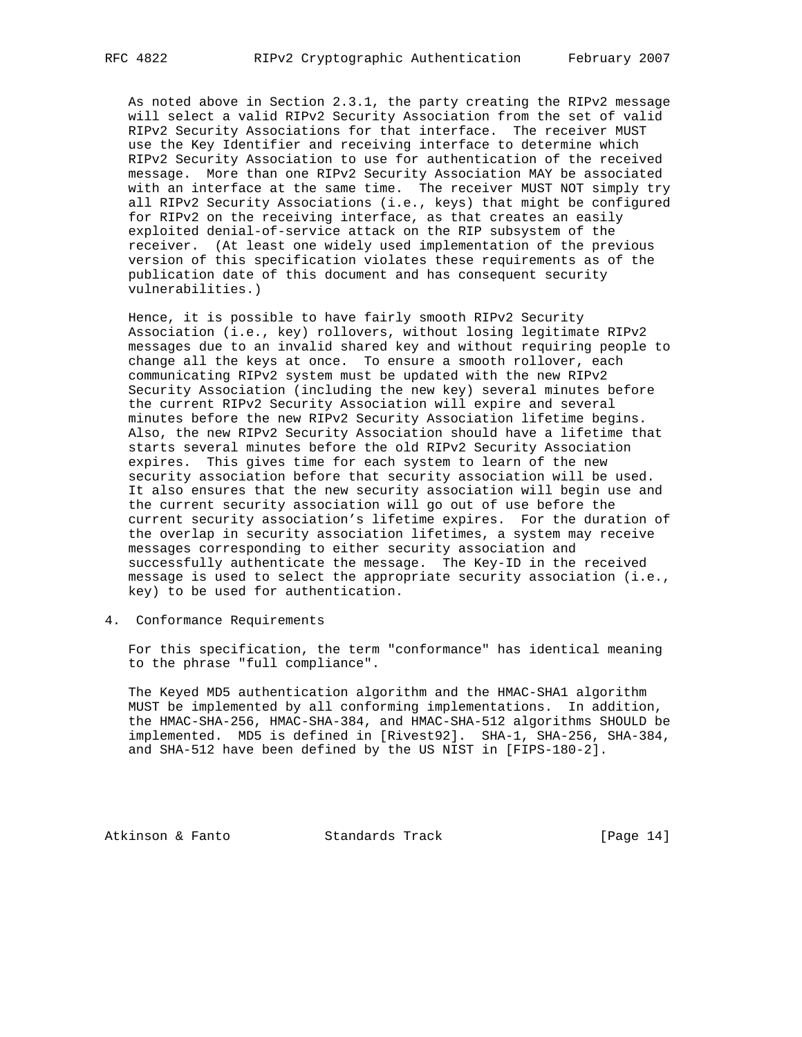As noted above in Section 2.3.1, the party creating the RIPv2 message will select a valid RIPv2 Security Association from the set of valid RIPv2 Security Associations for that interface. The receiver MUST use the Key Identifier and receiving interface to determine which RIPv2 Security Association to use for authentication of the received message. More than one RIPv2 Security Association MAY be associated with an interface at the same time. The receiver MUST NOT simply try all RIPv2 Security Associations (i.e., keys) that might be configured for RIPv2 on the receiving interface, as that creates an easily exploited denial-of-service attack on the RIP subsystem of the receiver. (At least one widely used implementation of the previous version of this specification violates these requirements as of the publication date of this document and has consequent security vulnerabilities.)

Hence, it is possible to have fairly smooth RIPv2 Security Association (i.e., key) rollovers, without losing legitimate RIPv2 messages due to an invalid shared key and without requiring people to change all the keys at once. To ensure a smooth rollover, each communicating RIPv2 system must be updated with the new RIPv2 Security Association (including the new key) several minutes before the current RIPv2 Security Association will expire and several minutes before the new RIPv2 Security Association lifetime begins. Also, the new RIPv2 Security Association should have a lifetime that starts several minutes before the old RIPv2 Security Association expires. This gives time for each system to learn of the new security association before that security association will be used. It also ensures that the new security association will begin use and the current security association will go out of use before the current security association's lifetime expires. For the duration of the overlap in security association lifetimes, a system may receive messages corresponding to either security association and successfully authenticate the message. The Key-ID in the received message is used to select the appropriate security association (i.e., key) to be used for authentication.

## 4. Conformance Requirements

For this specification, the term "conformance" has identical meaning to the phrase "full compliance".

The Keyed MD5 authentication algorithm and the HMAC-SHA1 algorithm MUST be implemented by all conforming implementations. In addition, the HMAC-SHA-256, HMAC-SHA-384, and HMAC-SHA-512 algorithms SHOULD be implemented. MD5 is defined in [Rivest92]. SHA-1, SHA-256, SHA-384, and SHA-512 have been defined by the US NIST in [FIPS-180-2].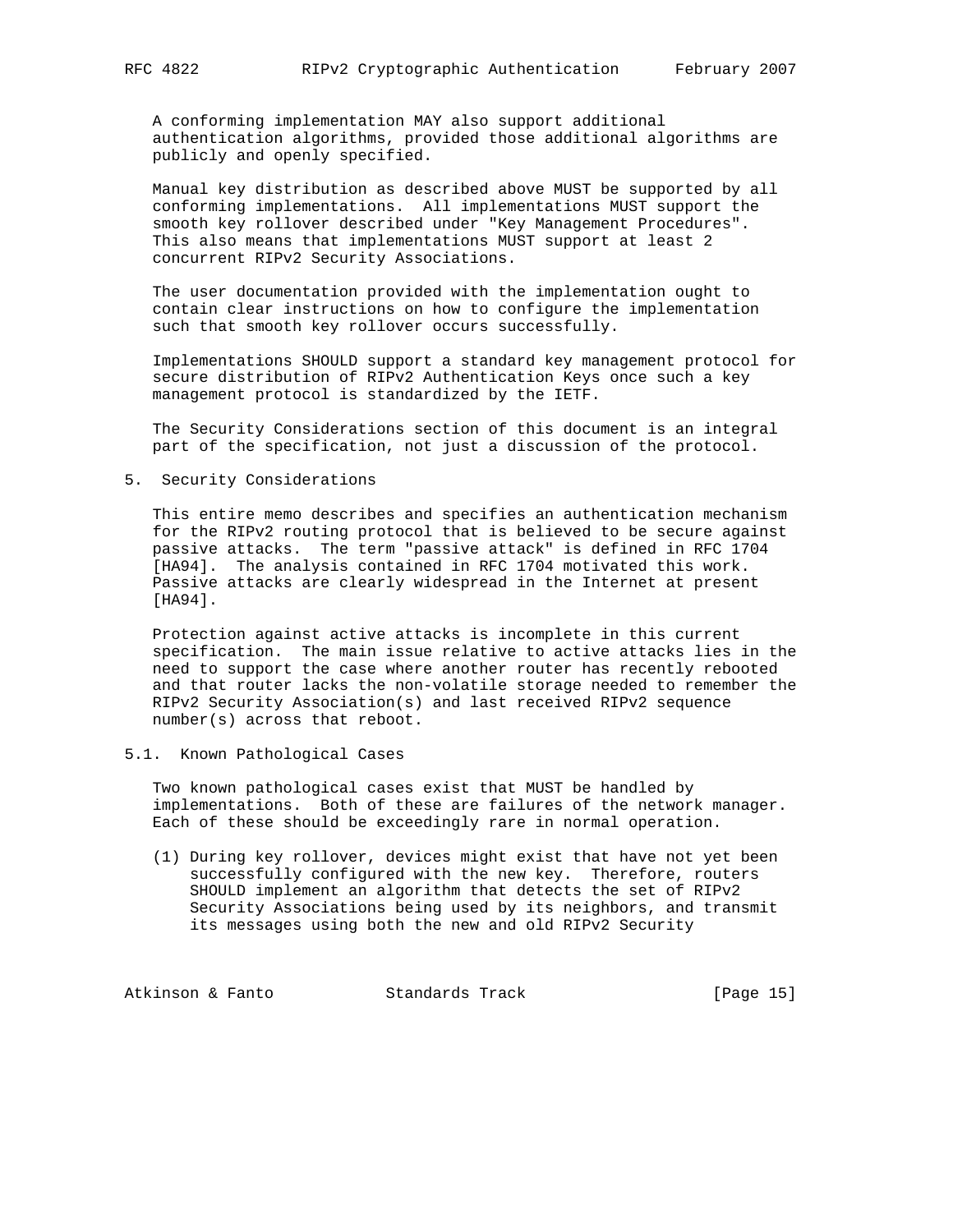A conforming implementation MAY also support additional authentication algorithms, provided those additional algorithms are publicly and openly specified.

Manual key distribution as described above MUST be supported by all conforming implementations. All implementations MUST support the smooth key rollover described under "Key Management Procedures". This also means that implementations MUST support at least 2 concurrent RIPv2 Security Associations.

The user documentation provided with the implementation ought to contain clear instructions on how to configure the implementation such that smooth key rollover occurs successfully.

Implementations SHOULD support a standard key management protocol for secure distribution of RIPv2 Authentication Keys once such a key management protocol is standardized by the IETF.

The Security Considerations section of this document is an integral part of the specification, not just a discussion of the protocol.

## 5. Security Considerations

This entire memo describes and specifies an authentication mechanism for the RIPv2 routing protocol that is believed to be secure against passive attacks. The term "passive attack" is defined in RFC 1704 [HA94]. The analysis contained in RFC 1704 motivated this work. Passive attacks are clearly widespread in the Internet at present [HA94].

Protection against active attacks is incomplete in this current specification. The main issue relative to active attacks lies in the need to support the case where another router has recently rebooted and that router lacks the non-volatile storage needed to remember the RIPv2 Security Association(s) and last received RIPv2 sequence number(s) across that reboot.

### 5.1. Known Pathological Cases

Two known pathological cases exist that MUST be handled by implementations. Both of these are failures of the network manager. Each of these should be exceedingly rare in normal operation.

(1) During key rollover, devices might exist that have not yet been successfully configured with the new key. Therefore, routers SHOULD implement an algorithm that detects the set of RIPv2 Security Associations being used by its neighbors, and transmit its messages using both the new and old RIPv2 Security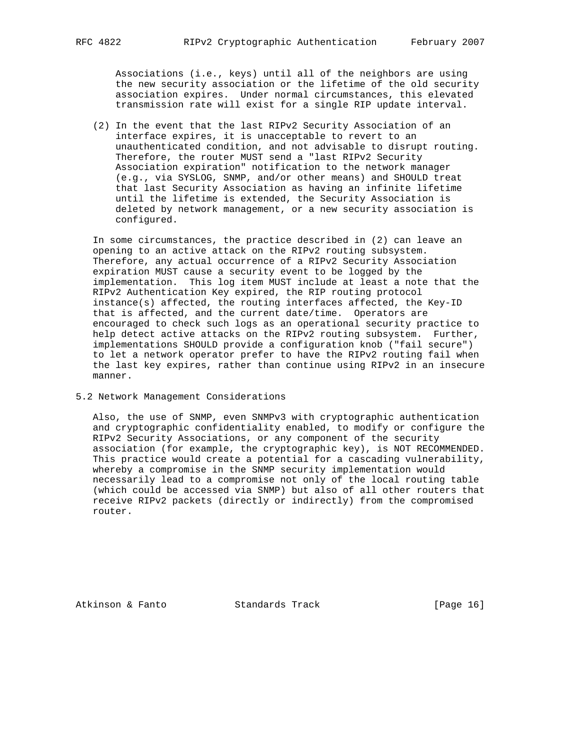Associations (i.e., keys) until all of the neighbors are using the new security association or the lifetime of the old security association expires. Under normal circumstances, this elevated transmission rate will exist for a single RIP update interval.

(2) In the event that the last RIPv2 Security Association of an interface expires, it is unacceptable to revert to an unauthenticated condition, and not advisable to disrupt routing. Therefore, the router MUST send a "last RIPv2 Security Association expiration" notification to the network manager (e.g., via SYSLOG, SNMP, and/or other means) and SHOULD treat that last Security Association as having an infinite lifetime until the lifetime is extended, the Security Association is deleted by network management, or a new security association is configured.

In some circumstances, the practice described in (2) can leave an opening to an active attack on the RIPv2 routing subsystem. Therefore, any actual occurrence of a RIPv2 Security Association expiration MUST cause a security event to be logged by the implementation. This log item MUST include at least a note that the RIPv2 Authentication Key expired, the RIP routing protocol instance(s) affected, the routing interfaces affected, the Key-ID that is affected, and the current date/time. Operators are encouraged to check such logs as an operational security practice to help detect active attacks on the RIPv2 routing subsystem. Further, implementations SHOULD provide a configuration knob ("fail secure") to let a network operator prefer to have the RIPv2 routing fail when the last key expires, rather than continue using RIPv2 in an insecure manner.

## 5.2 Network Management Considerations

Also, the use of SNMP, even SNMPv3 with cryptographic authentication and cryptographic confidentiality enabled, to modify or configure the RIPv2 Security Associations, or any component of the security association (for example, the cryptographic key), is NOT RECOMMENDED. This practice would create a potential for a cascading vulnerability, whereby a compromise in the SNMP security implementation would necessarily lead to a compromise not only of the local routing table (which could be accessed via SNMP) but also of all other routers that receive RIPv2 packets (directly or indirectly) from the compromised router.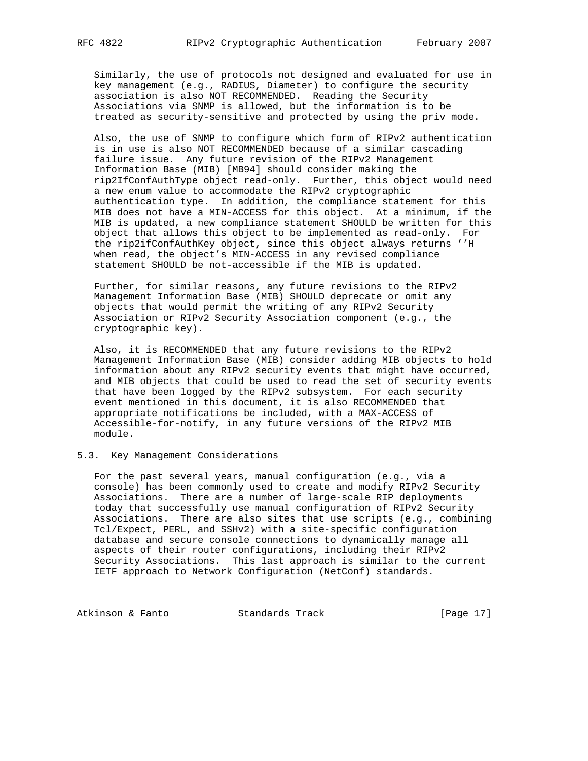Similarly, the use of protocols not designed and evaluated for use in key management (e.g., RADIUS, Diameter) to configure the security association is also NOT RECOMMENDED. Reading the Security Associations via SNMP is allowed, but the information is to be treated as security-sensitive and protected by using the priv mode.

Also, the use of SNMP to configure which form of RIPv2 authentication is in use is also NOT RECOMMENDED because of a similar cascading failure issue. Any future revision of the RIPv2 Management Information Base (MIB) [MB94] should consider making the rip2IfConfAuthType object read-only. Further, this object would need a new enum value to accommodate the RIPv2 cryptographic authentication type. In addition, the compliance statement for this MIB does not have a MIN-ACCESS for this object. At a minimum, if the MIB is updated, a new compliance statement SHOULD be written for this object that allows this object to be implemented as read-only. For the rip2ifConfAuthKey object, since this object always returns ''H when read, the object's MIN-ACCESS in any revised compliance statement SHOULD be not-accessible if the MIB is updated.

Further, for similar reasons, any future revisions to the RIPv2 Management Information Base (MIB) SHOULD deprecate or omit any objects that would permit the writing of any RIPv2 Security Association or RIPv2 Security Association component (e.g., the cryptographic key).

Also, it is RECOMMENDED that any future revisions to the RIPv2 Management Information Base (MIB) consider adding MIB objects to hold information about any RIPv2 security events that might have occurred, and MIB objects that could be used to read the set of security events that have been logged by the RIPv2 subsystem. For each security event mentioned in this document, it is also RECOMMENDED that appropriate notifications be included, with a MAX-ACCESS of Accessible-for-notify, in any future versions of the RIPv2 MIB module.

### 5.3. Key Management Considerations

For the past several years, manual configuration (e.g., via a console) has been commonly used to create and modify RIPv2 Security Associations. There are a number of large-scale RIP deployments today that successfully use manual configuration of RIPv2 Security Associations. There are also sites that use scripts (e.g., combining Tcl/Expect, PERL, and SSHv2) with a site-specific configuration database and secure console connections to dynamically manage all aspects of their router configurations, including their RIPv2 Security Associations. This last approach is similar to the current IETF approach to Network Configuration (NetConf) standards.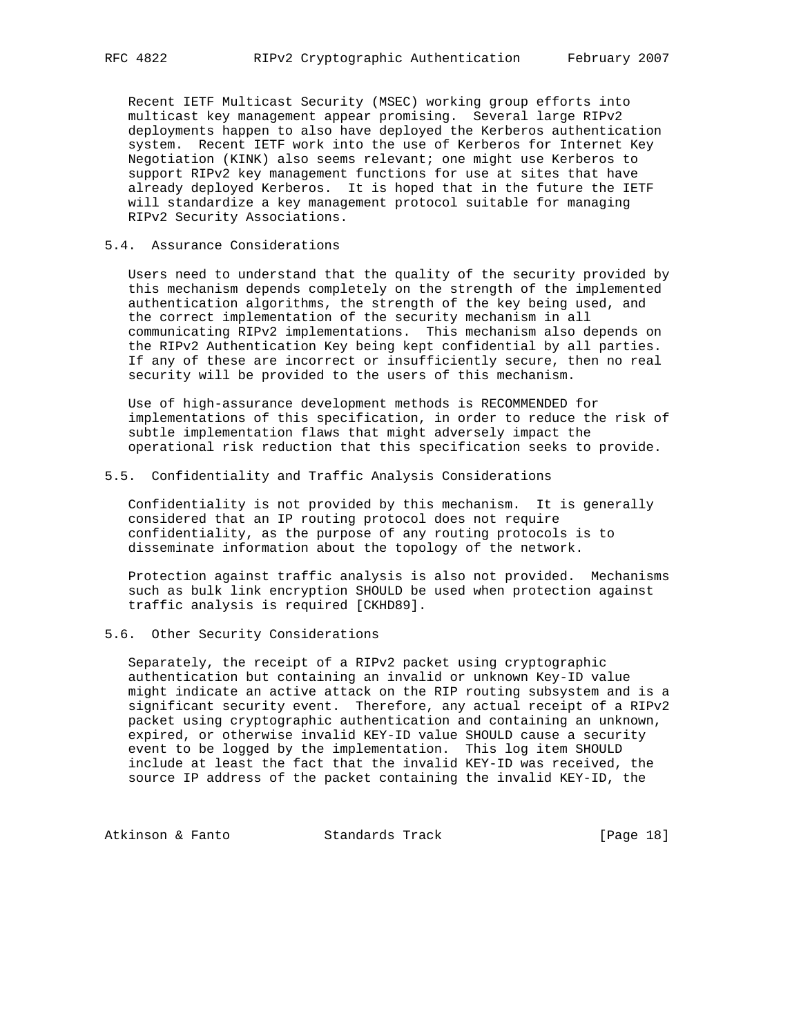Recent IETF Multicast Security (MSEC) working group efforts into multicast key management appear promising. Several large RIPv2 deployments happen to also have deployed the Kerberos authentication system. Recent IETF work into the use of Kerberos for Internet Key Negotiation (KINK) also seems relevant; one might use Kerberos to support RIPv2 key management functions for use at sites that have already deployed Kerberos. It is hoped that in the future the IETF will standardize a key management protocol suitable for managing RIPv2 Security Associations.

### 5.4. Assurance Considerations

Users need to understand that the quality of the security provided by this mechanism depends completely on the strength of the implemented authentication algorithms, the strength of the key being used, and the correct implementation of the security mechanism in all communicating RIPv2 implementations. This mechanism also depends on the RIPv2 Authentication Key being kept confidential by all parties. If any of these are incorrect or insufficiently secure, then no real security will be provided to the users of this mechanism.

Use of high-assurance development methods is RECOMMENDED for implementations of this specification, in order to reduce the risk of subtle implementation flaws that might adversely impact the operational risk reduction that this specification seeks to provide.

### 5.5. Confidentiality and Traffic Analysis Considerations

Confidentiality is not provided by this mechanism. It is generally considered that an IP routing protocol does not require confidentiality, as the purpose of any routing protocols is to disseminate information about the topology of the network.

Protection against traffic analysis is also not provided. Mechanisms such as bulk link encryption SHOULD be used when protection against traffic analysis is required [CKHD89].

### 5.6. Other Security Considerations

Separately, the receipt of a RIPv2 packet using cryptographic authentication but containing an invalid or unknown Key-ID value might indicate an active attack on the RIP routing subsystem and is a significant security event. Therefore, any actual receipt of a RIPv2 packet using cryptographic authentication and containing an unknown, expired, or otherwise invalid KEY-ID value SHOULD cause a security event to be logged by the implementation. This log item SHOULD include at least the fact that the invalid KEY-ID was received, the source IP address of the packet containing the invalid KEY-ID, the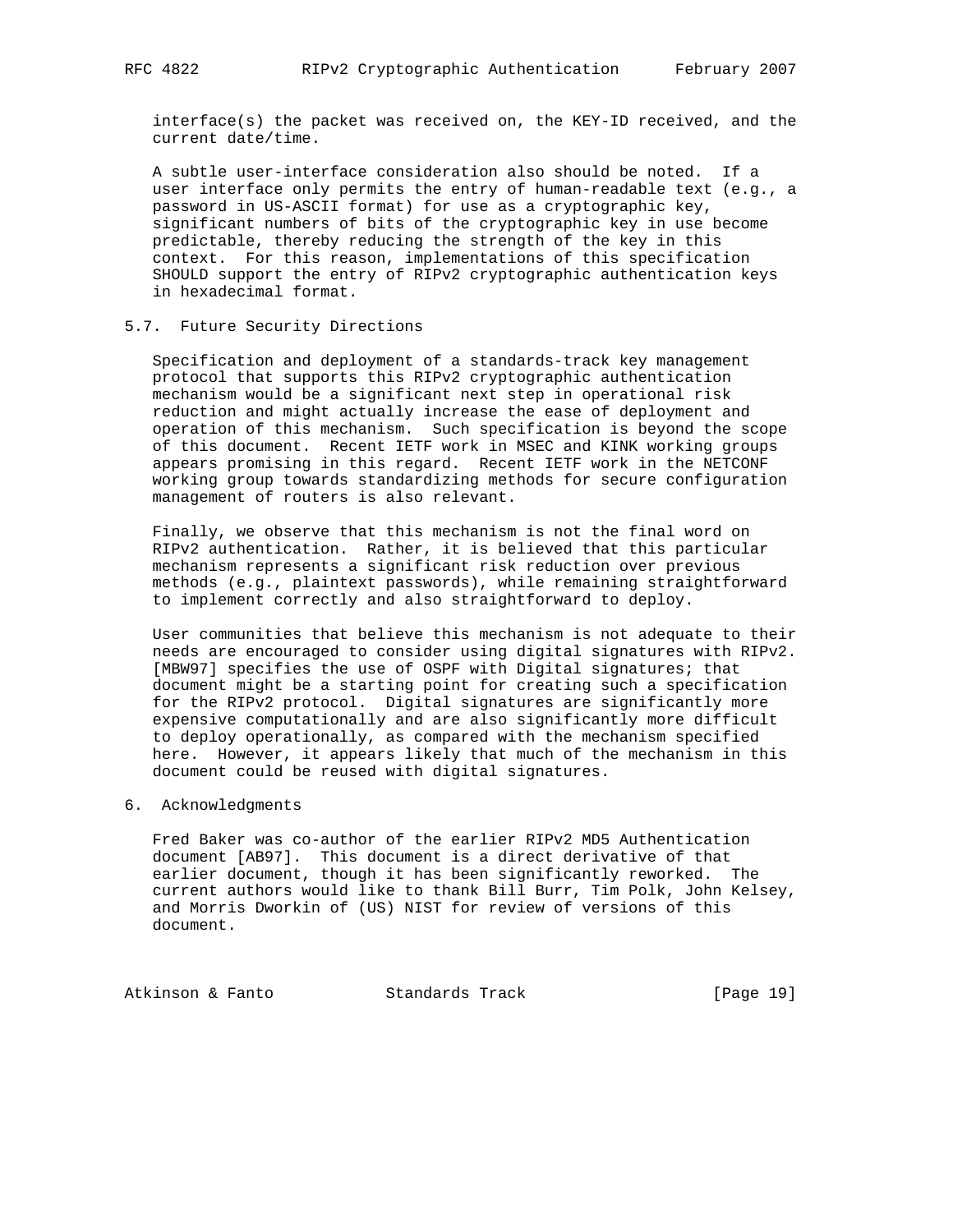interface(s) the packet was received on, the KEY-ID received, and the current date/time.

A subtle user-interface consideration also should be noted. If a user interface only permits the entry of human-readable text (e.g., a password in US-ASCII format) for use as a cryptographic key, significant numbers of bits of the cryptographic key in use become predictable, thereby reducing the strength of the key in this context. For this reason, implementations of this specification SHOULD support the entry of RIPv2 cryptographic authentication keys in hexadecimal format.

### 5.7. Future Security Directions

Specification and deployment of a standards-track key management protocol that supports this RIPv2 cryptographic authentication mechanism would be a significant next step in operational risk reduction and might actually increase the ease of deployment and operation of this mechanism. Such specification is beyond the scope of this document. Recent IETF work in MSEC and KINK working groups appears promising in this regard. Recent IETF work in the NETCONF working group towards standardizing methods for secure configuration management of routers is also relevant.

Finally, we observe that this mechanism is not the final word on RIPv2 authentication. Rather, it is believed that this particular mechanism represents a significant risk reduction over previous methods (e.g., plaintext passwords), while remaining straightforward to implement correctly and also straightforward to deploy.

User communities that believe this mechanism is not adequate to their needs are encouraged to consider using digital signatures with RIPv2. [MBW97] specifies the use of OSPF with Digital signatures; that document might be a starting point for creating such a specification for the RIPv2 protocol. Digital signatures are significantly more expensive computationally and are also significantly more difficult to deploy operationally, as compared with the mechanism specified here. However, it appears likely that much of the mechanism in this document could be reused with digital signatures.

## 6. Acknowledgments

Fred Baker was co-author of the earlier RIPv2 MD5 Authentication document [AB97]. This document is a direct derivative of that earlier document, though it has been significantly reworked. The current authors would like to thank Bill Burr, Tim Polk, John Kelsey, and Morris Dworkin of (US) NIST for review of versions of this document.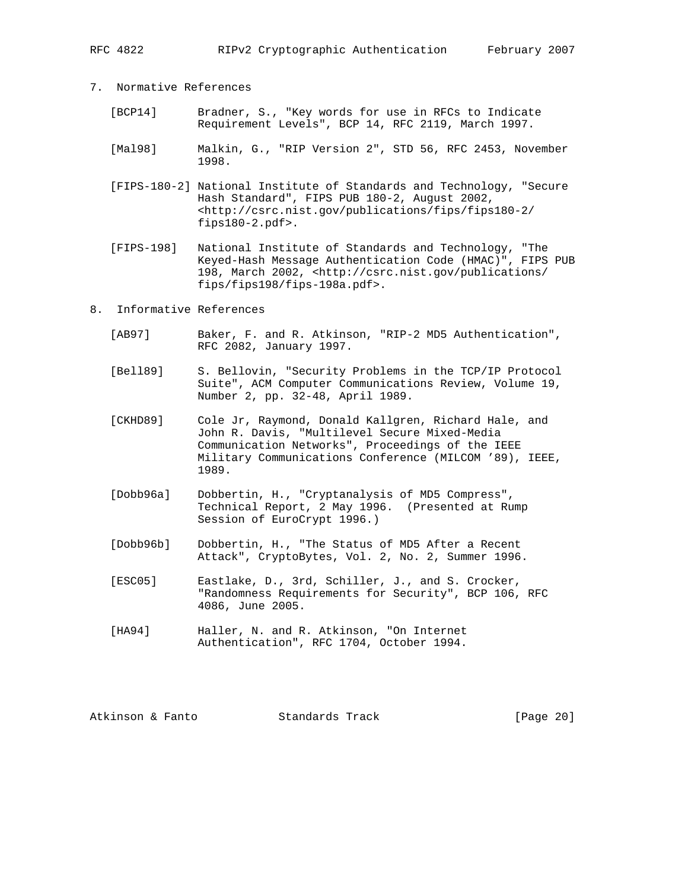## 7. Normative References

[BCP14] Bradner, S., "Key words for use in RFCs to Indicate Requirement Levels", BCP 14, RFC 2119, March 1997.

[Mal98] Malkin, G., "RIP Version 2", STD 56, RFC 2453, November 1998.

[FIPS-180-2] National Institute of Standards and Technology, "Secure Hash Standard", FIPS PUB 180-2, August 2002, <http://csrc.nist.gov/publications/fips/fips180-2/fips180-2.pdf>.

[FIPS-198] National Institute of Standards and Technology, "The Keyed-Hash Message Authentication Code (HMAC)", FIPS PUB 198, March 2002, <http://csrc.nist.gov/publications/fips/fips198/fips-198a.pdf>.

## 8. Informative References

[AB97] Baker, F. and R. Atkinson, "RIP-2 MD5 Authentication", RFC 2082, January 1997.

[Bell89] S. Bellovin, "Security Problems in the TCP/IP Protocol Suite", ACM Computer Communications Review, Volume 19, Number 2, pp. 32-48, April 1989.

[CKHD89] Cole Jr, Raymond, Donald Kallgren, Richard Hale, and John R. Davis, "Multilevel Secure Mixed-Media Communication Networks", Proceedings of the IEEE Military Communications Conference (MILCOM '89), IEEE, 1989.

[Dobb96a] Dobbertin, H., "Cryptanalysis of MD5 Compress", Technical Report, 2 May 1996. (Presented at Rump Session of EuroCrypt 1996.)

[Dobb96b] Dobbertin, H., "The Status of MD5 After a Recent Attack", CryptoBytes, Vol. 2, No. 2, Summer 1996.

[ESC05] Eastlake, D., 3rd, Schiller, J., and S. Crocker, "Randomness Requirements for Security", BCP 106, RFC 4086, June 2005.

[HA94] Haller, N. and R. Atkinson, "On Internet Authentication", RFC 1704, October 1994.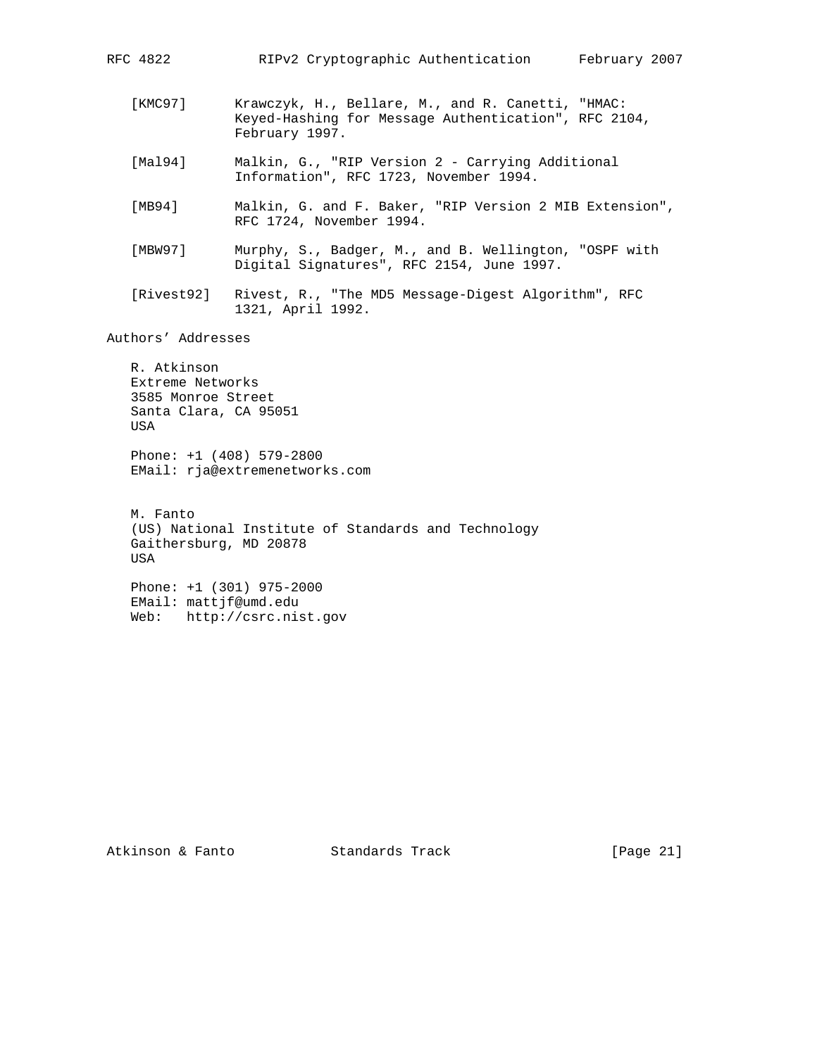[KMC97] Krawczyk, H., Bellare, M., and R. Canetti, "HMAC: Keyed-Hashing for Message Authentication", RFC 2104, February 1997.

[Mal94] Malkin, G., "RIP Version 2 - Carrying Additional Information", RFC 1723, November 1994.

[MB94] Malkin, G. and F. Baker, "RIP Version 2 MIB Extension", RFC 1724, November 1994.

[MBW97] Murphy, S., Badger, M., and B. Wellington, "OSPF with Digital Signatures", RFC 2154, June 1997.

[Rivest92] Rivest, R., "The MD5 Message-Digest Algorithm", RFC 1321, April 1992.

## Authors' Addresses

R. Atkinson
Extreme Networks
3585 Monroe Street
Santa Clara, CA 95051
USA

Phone: +1 (408) 579-2800
EMail: rja@extremenetworks.com

M. Fanto
(US) National Institute of Standards and Technology
Gaithersburg, MD 20878
USA

Phone: +1 (301) 975-2000
EMail: mattjf@umd.edu
Web: http://csrc.nist.gov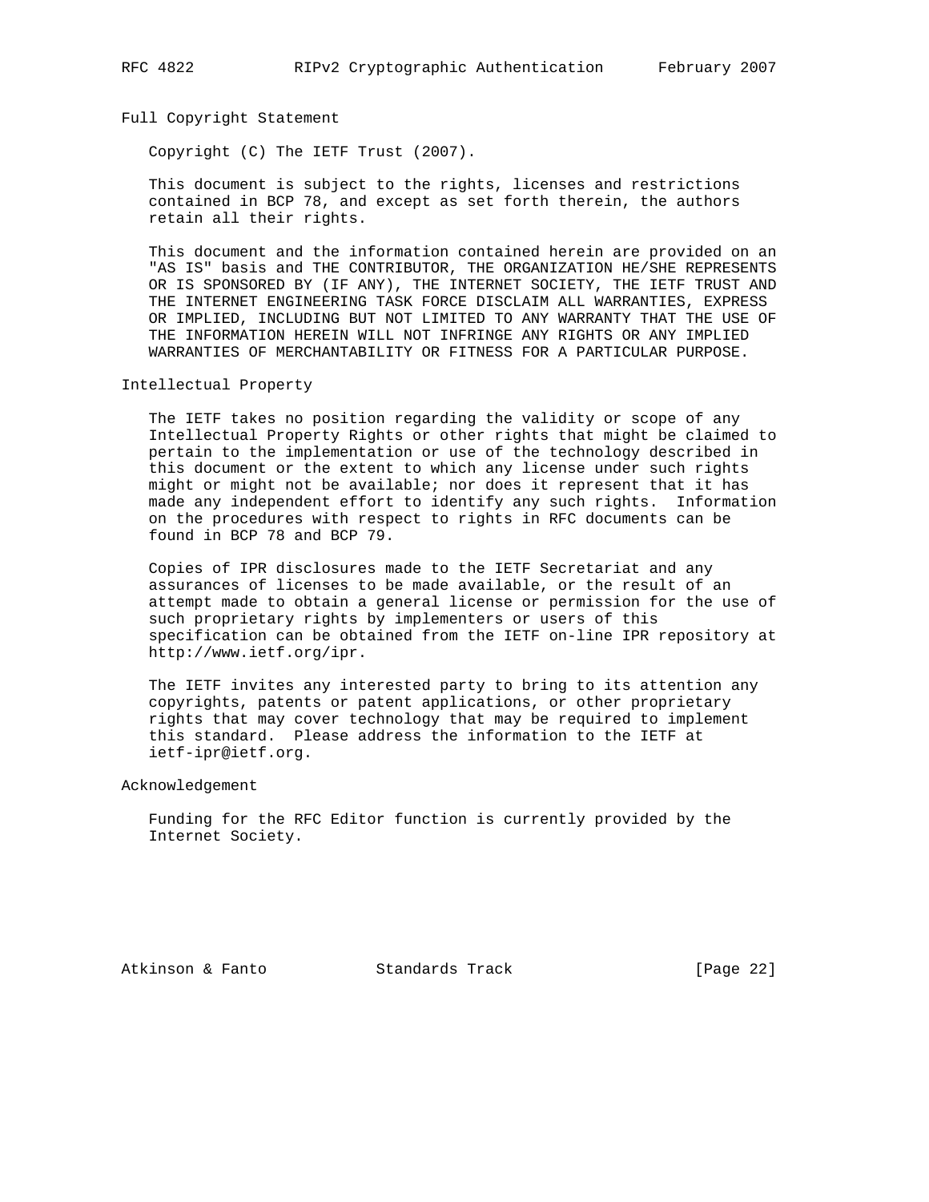## Full Copyright Statement

Copyright (C) The IETF Trust (2007).

This document is subject to the rights, licenses and restrictions contained in BCP 78, and except as set forth therein, the authors retain all their rights.

This document and the information contained herein are provided on an "AS IS" basis and THE CONTRIBUTOR, THE ORGANIZATION HE/SHE REPRESENTS OR IS SPONSORED BY (IF ANY), THE INTERNET SOCIETY, THE IETF TRUST AND THE INTERNET ENGINEERING TASK FORCE DISCLAIM ALL WARRANTIES, EXPRESS OR IMPLIED, INCLUDING BUT NOT LIMITED TO ANY WARRANTY THAT THE USE OF THE INFORMATION HEREIN WILL NOT INFRINGE ANY RIGHTS OR ANY IMPLIED WARRANTIES OF MERCHANTABILITY OR FITNESS FOR A PARTICULAR PURPOSE.

## Intellectual Property

The IETF takes no position regarding the validity or scope of any Intellectual Property Rights or other rights that might be claimed to pertain to the implementation or use of the technology described in this document or the extent to which any license under such rights might or might not be available; nor does it represent that it has made any independent effort to identify any such rights. Information on the procedures with respect to rights in RFC documents can be found in BCP 78 and BCP 79.

Copies of IPR disclosures made to the IETF Secretariat and any assurances of licenses to be made available, or the result of an attempt made to obtain a general license or permission for the use of such proprietary rights by implementers or users of this specification can be obtained from the IETF on-line IPR repository at http://www.ietf.org/ipr.

The IETF invites any interested party to bring to its attention any copyrights, patents or patent applications, or other proprietary rights that may cover technology that may be required to implement this standard. Please address the information to the IETF at ietf-ipr@ietf.org.

## Acknowledgement

Funding for the RFC Editor function is currently provided by the Internet Society.